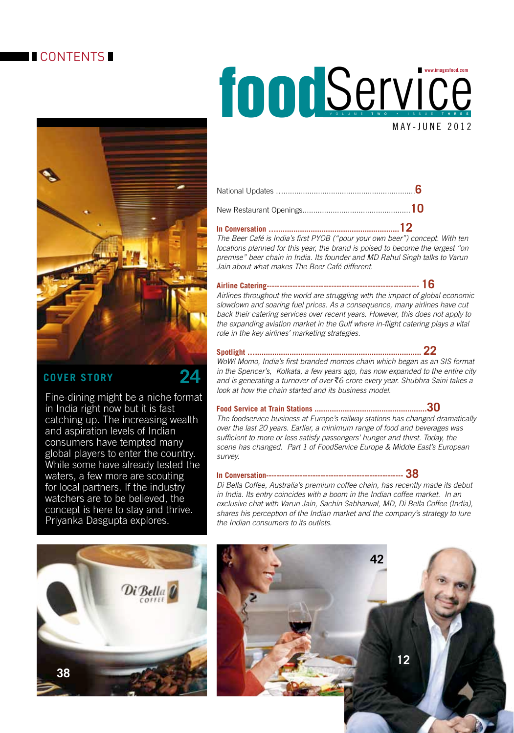# CONTENTS

# foodService

www.imagesfood.com

VOLUME TWO • ISSUE THREE

MAY-JUNE 2012

## COVER STORY 24

Fine-dining might be a niche format in India right now but it is fast catching up. The increasing wealth and aspiration levels of Indian consumers have tempted many global players to enter the country. While some have already tested the waters, a few more are scouting for local partners. If the industry watchers are to be believed, the concept is here to stay and thrive. Priyanka Dasgupta explores.

National Updates ................................................................ **6**

New Restaurant Openings................................................ **10**

**In Conversation ........................................................... 12**

*The Beer Café is India's first PYOB ("pour your own beer") concept. With ten locations planned for this year, the brand is poised to become the largest "on premise" beer chain in India. Its founder and MD Rahul Singh talks to Varun Jain about what makes The Beer Café different.*

**Airline Catering---------------------------------------------------------- 16**

*Airlines throughout the world are struggling with the impact of global economic slowdown and soaring fuel prices. As a consequence, many airlines have cut back their catering services over recent years. However, this does not apply to the expanding aviation market in the Gulf where in-flight catering plays a vital role in the key airlines' marketing strategies.*

**Spotlight ............................................................................... 22**

*WoW! Momo, India's first branded momos chain which began as an SIS format in the Spencer's, Kolkata, a few years ago, has now expanded to the entire city and is generating a turnover of over ₹6 crore every year. Shubhra Saini takes a look at how the chain started and its business model.*

**Food Service at Train Stations ....................................................30**

*The foodservice business at Europe's railway stations has changed dramatically over the last 20 years. Earlier, a minimum range of food and beverages was sufficient to more or less satisfy passengers' hunger and thirst. Today, the scene has changed. Part 1 of FoodService Europe & Middle East's European survey.*

**In Conversation--------------------------------------------------- 38**

*Di Bella Coffee, Australia's premium coffee chain, has recently made its debut in India. Its entry coincides with a boom in the Indian coffee market. In an exclusive chat with Varun Jain, Sachin Sabharwal, MD, Di Bella Coffee (India), shares his perception of the Indian market and the company's strategy to lure the Indian consumers to its outlets.*

38

42

12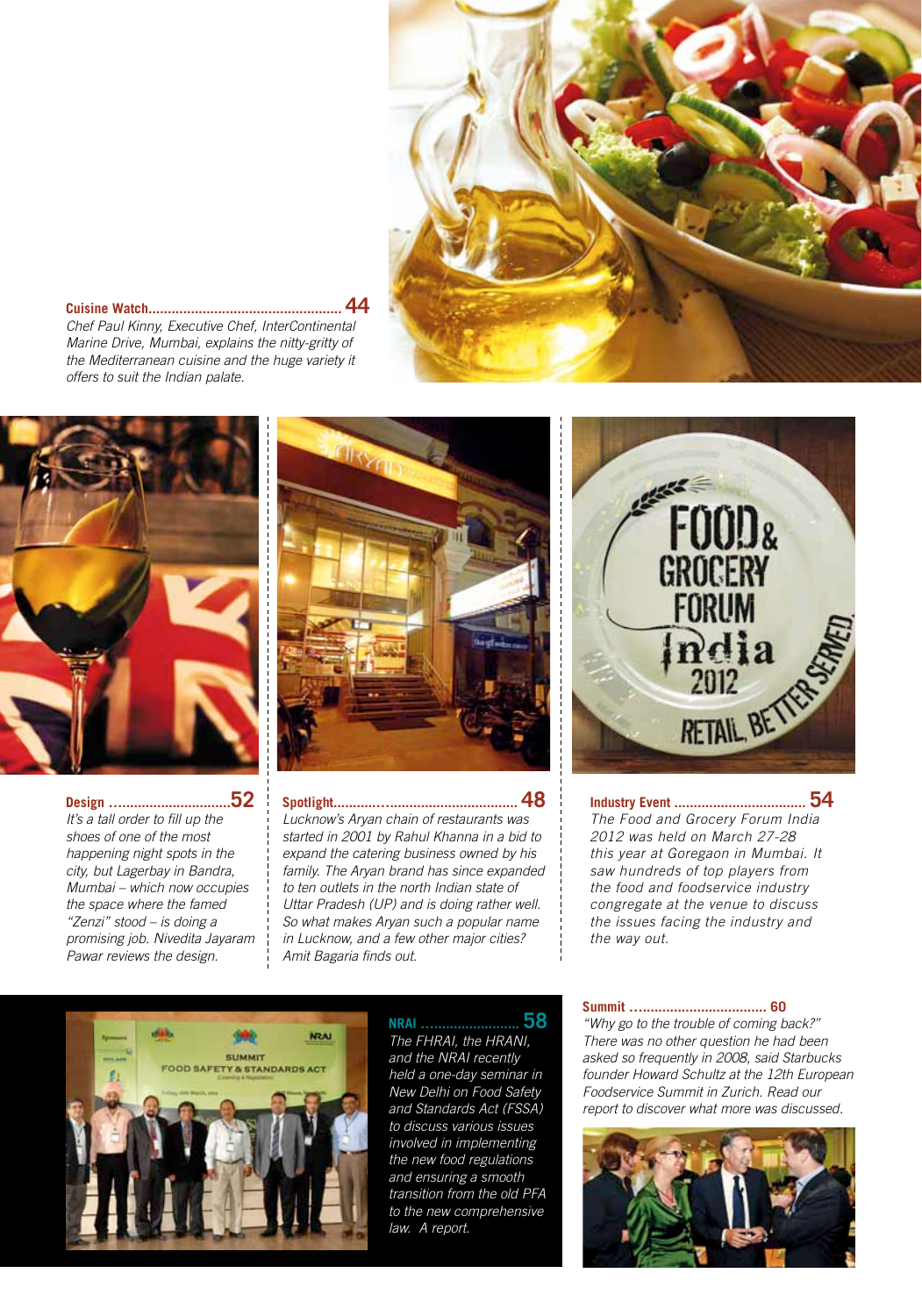**Cuisine Watch................................................ 44**

*Chef Paul Kinny, Executive Chef, InterContinental Marine Drive, Mumbai, explains the nitty-gritty of the Mediterranean cuisine and the huge variety it offers to suit the Indian palate.*

**Design ..............................52**

*It's a tall order to fill up the shoes of one of the most happening night spots in the city, but Lagerbay in Bandra, Mumbai – which now occupies the space where the famed "Zenzi" stood – is doing a promising job. Nivedita Jayaram Pawar reviews the design.*

**Spotlight............................................. 48**

*Lucknow's Aryan chain of restaurants was started in 2001 by Rahul Khanna in a bid to expand the catering business owned by his family. The Aryan brand has since expanded to ten outlets in the north Indian state of Uttar Pradesh (UP) and is doing rather well. So what makes Aryan such a popular name in Lucknow, and a few other major cities? Amit Bagaria finds out.*

**Industry Event .................................. 54**

*The Food and Grocery Forum India 2012 was held on March 27-28 this year at Goregaon in Mumbai. It saw hundreds of top players from the food and foodservice industry congregate at the venue to discuss the issues facing the industry and the way out.*

**NRAI ......................... 58**

*The FHRAI, the HRANI, and the NRAI recently held a one-day seminar in New Delhi on Food Safety and Standards Act (FSSA) to discuss various issues involved in implementing the new food regulations and ensuring a smooth transition from the old PFA to the new comprehensive law. A report.*

**Summit ................................... 60**

*"Why go to the trouble of coming back?" There was no other question he had been asked so frequently in 2008, said Starbucks founder Howard Schultz at the 12th European Foodservice Summit in Zurich. Read our report to discover what more was discussed.*